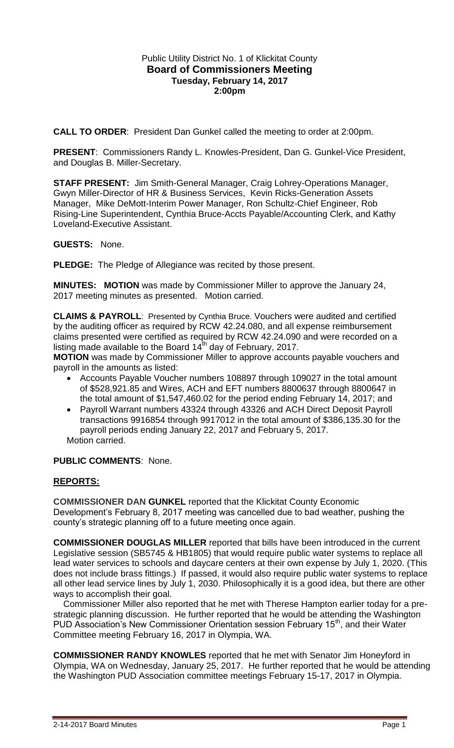Public Utility District No. 1 of Klickitat County

# Board of Commissioners Meeting

**Tuesday, February 14, 2017**

**2:00pm**

**CALL TO ORDER**: President Dan Gunkel called the meeting to order at 2:00pm.

**PRESENT**: Commissioners Randy L. Knowles-President, Dan G. Gunkel-Vice President, and Douglas B. Miller-Secretary.

**STAFF PRESENT:** Jim Smith-General Manager, Craig Lohrey-Operations Manager, Gwyn Miller-Director of HR & Business Services, Kevin Ricks-Generation Assets Manager, Mike DeMott-Interim Power Manager, Ron Schultz-Chief Engineer, Rob Rising-Line Superintendent, Cynthia Bruce-Accts Payable/Accounting Clerk, and Kathy Loveland-Executive Assistant.

**GUESTS:** None.

**PLEDGE:** The Pledge of Allegiance was recited by those present.

**MINUTES: MOTION** was made by Commissioner Miller to approve the January 24, 2017 meeting minutes as presented. Motion carried.

**CLAIMS & PAYROLL**: Presented by Cynthia Bruce. Vouchers were audited and certified by the auditing officer as required by RCW 42.24.080, and all expense reimbursement claims presented were certified as required by RCW 42.24.090 and were recorded on a listing made available to the Board 14th day of February, 2017.

**MOTION** was made by Commissioner Miller to approve accounts payable vouchers and payroll in the amounts as listed:

- Accounts Payable Voucher numbers 108897 through 109027 in the total amount of $528,921.85 and Wires, ACH and EFT numbers 8800637 through 8800647 in the total amount of $1,547,460.02 for the period ending February 14, 2017; and
- Payroll Warrant numbers 43324 through 43326 and ACH Direct Deposit Payroll transactions 9916854 through 9917012 in the total amount of $386,135.30 for the payroll periods ending January 22, 2017 and February 5, 2017.

Motion carried.

**PUBLIC COMMENTS**: None.

## REPORTS:

**COMMISSIONER DAN GUNKEL** reported that the Klickitat County Economic Development's February 8, 2017 meeting was cancelled due to bad weather, pushing the county's strategic planning off to a future meeting once again.

**COMMISSIONER DOUGLAS MILLER** reported that bills have been introduced in the current Legislative session (SB5745 & HB1805) that would require public water systems to replace all lead water services to schools and daycare centers at their own expense by July 1, 2020. (This does not include brass fittings.) If passed, it would also require public water systems to replace all other lead service lines by July 1, 2030. Philosophically it is a good idea, but there are other ways to accomplish their goal.

Commissioner Miller also reported that he met with Therese Hampton earlier today for a pre-strategic planning discussion. He further reported that he would be attending the Washington PUD Association's New Commissioner Orientation session February 15th, and their Water Committee meeting February 16, 2017 in Olympia, WA.

**COMMISSIONER RANDY KNOWLES** reported that he met with Senator Jim Honeyford in Olympia, WA on Wednesday, January 25, 2017. He further reported that he would be attending the Washington PUD Association committee meetings February 15-17, 2017 in Olympia.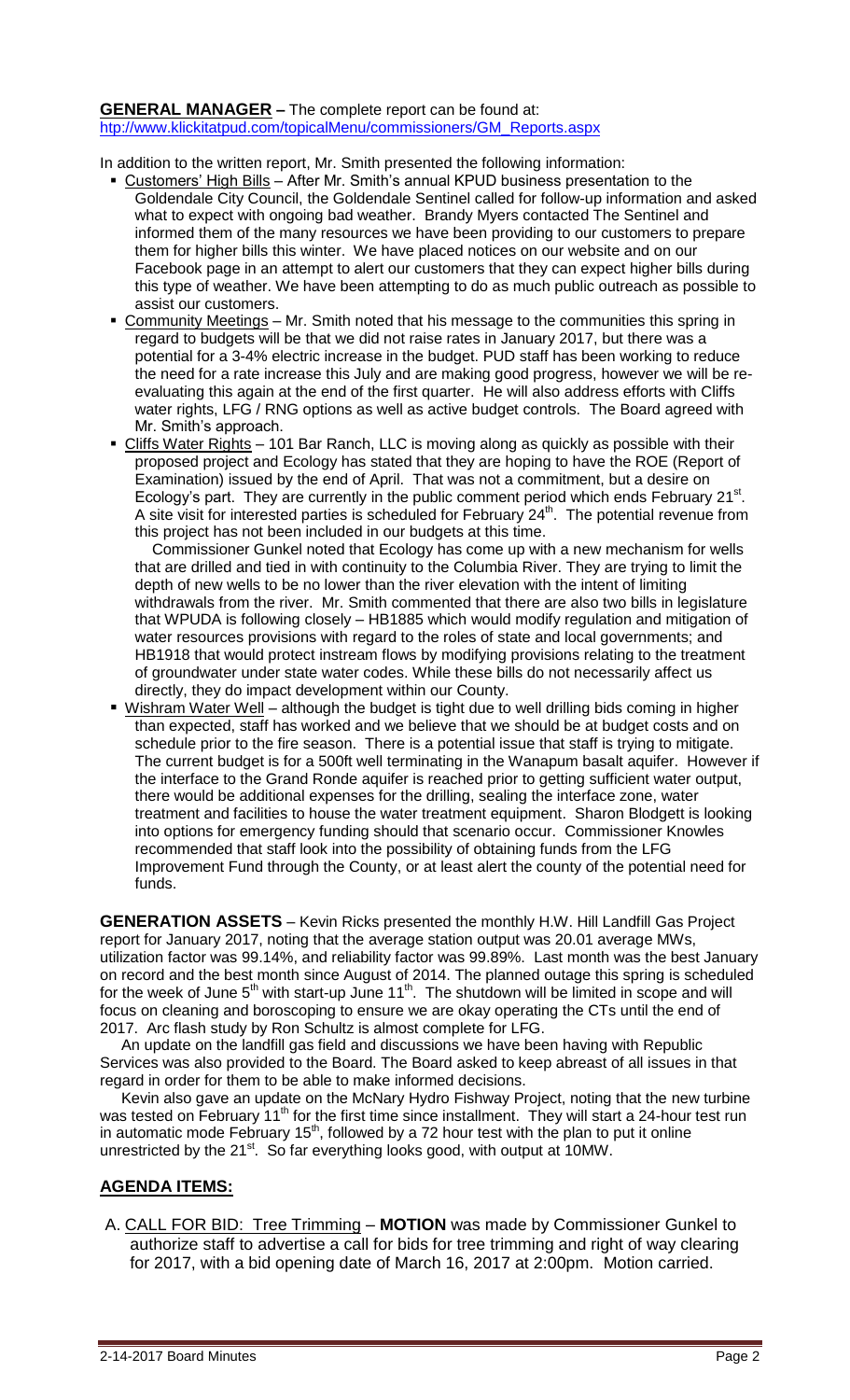**GENERAL MANAGER –** The complete report can be found at: htp://www.klickitatpud.com/topicalMenu/commissioners/GM_Reports.aspx

In addition to the written report, Mr. Smith presented the following information:

- Customers' High Bills – After Mr. Smith's annual KPUD business presentation to the Goldendale City Council, the Goldendale Sentinel called for follow-up information and asked what to expect with ongoing bad weather. Brandy Myers contacted The Sentinel and informed them of the many resources we have been providing to our customers to prepare them for higher bills this winter. We have placed notices on our website and on our Facebook page in an attempt to alert our customers that they can expect higher bills during this type of weather. We have been attempting to do as much public outreach as possible to assist our customers.
- Community Meetings – Mr. Smith noted that his message to the communities this spring in regard to budgets will be that we did not raise rates in January 2017, but there was a potential for a 3-4% electric increase in the budget. PUD staff has been working to reduce the need for a rate increase this July and are making good progress, however we will be re-evaluating this again at the end of the first quarter. He will also address efforts with Cliffs water rights, LFG / RNG options as well as active budget controls. The Board agreed with Mr. Smith's approach.
- Cliffs Water Rights – 101 Bar Ranch, LLC is moving along as quickly as possible with their proposed project and Ecology has stated that they are hoping to have the ROE (Report of Examination) issued by the end of April. That was not a commitment, but a desire on Ecology's part. They are currently in the public comment period which ends February 21st. A site visit for interested parties is scheduled for February 24th. The potential revenue from this project has not been included in our budgets at this time.

  Commissioner Gunkel noted that Ecology has come up with a new mechanism for wells that are drilled and tied in with continuity to the Columbia River. They are trying to limit the depth of new wells to be no lower than the river elevation with the intent of limiting withdrawals from the river. Mr. Smith commented that there are also two bills in legislature that WPUDA is following closely – HB1885 which would modify regulation and mitigation of water resources provisions with regard to the roles of state and local governments; and HB1918 that would protect instream flows by modifying provisions relating to the treatment of groundwater under state water codes. While these bills do not necessarily affect us directly, they do impact development within our County.
- Wishram Water Well – although the budget is tight due to well drilling bids coming in higher than expected, staff has worked and we believe that we should be at budget costs and on schedule prior to the fire season. There is a potential issue that staff is trying to mitigate. The current budget is for a 500ft well terminating in the Wanapum basalt aquifer. However if the interface to the Grand Ronde aquifer is reached prior to getting sufficient water output, there would be additional expenses for the drilling, sealing the interface zone, water treatment and facilities to house the water treatment equipment. Sharon Blodgett is looking into options for emergency funding should that scenario occur. Commissioner Knowles recommended that staff look into the possibility of obtaining funds from the LFG Improvement Fund through the County, or at least alert the county of the potential need for funds.

**GENERATION ASSETS** – Kevin Ricks presented the monthly H.W. Hill Landfill Gas Project report for January 2017, noting that the average station output was 20.01 average MWs, utilization factor was 99.14%, and reliability factor was 99.89%. Last month was the best January on record and the best month since August of 2014. The planned outage this spring is scheduled for the week of June 5th with start-up June 11th. The shutdown will be limited in scope and will focus on cleaning and boroscoping to ensure we are okay operating the CTs until the end of 2017. Arc flash study by Ron Schultz is almost complete for LFG.

An update on the landfill gas field and discussions we have been having with Republic Services was also provided to the Board. The Board asked to keep abreast of all issues in that regard in order for them to be able to make informed decisions.

Kevin also gave an update on the McNary Hydro Fishway Project, noting that the new turbine was tested on February 11th for the first time since installment. They will start a 24-hour test run in automatic mode February 15th, followed by a 72 hour test with the plan to put it online unrestricted by the 21st. So far everything looks good, with output at 10MW.

## AGENDA ITEMS:

A. CALL FOR BID: Tree Trimming – **MOTION** was made by Commissioner Gunkel to authorize staff to advertise a call for bids for tree trimming and right of way clearing for 2017, with a bid opening date of March 16, 2017 at 2:00pm. Motion carried.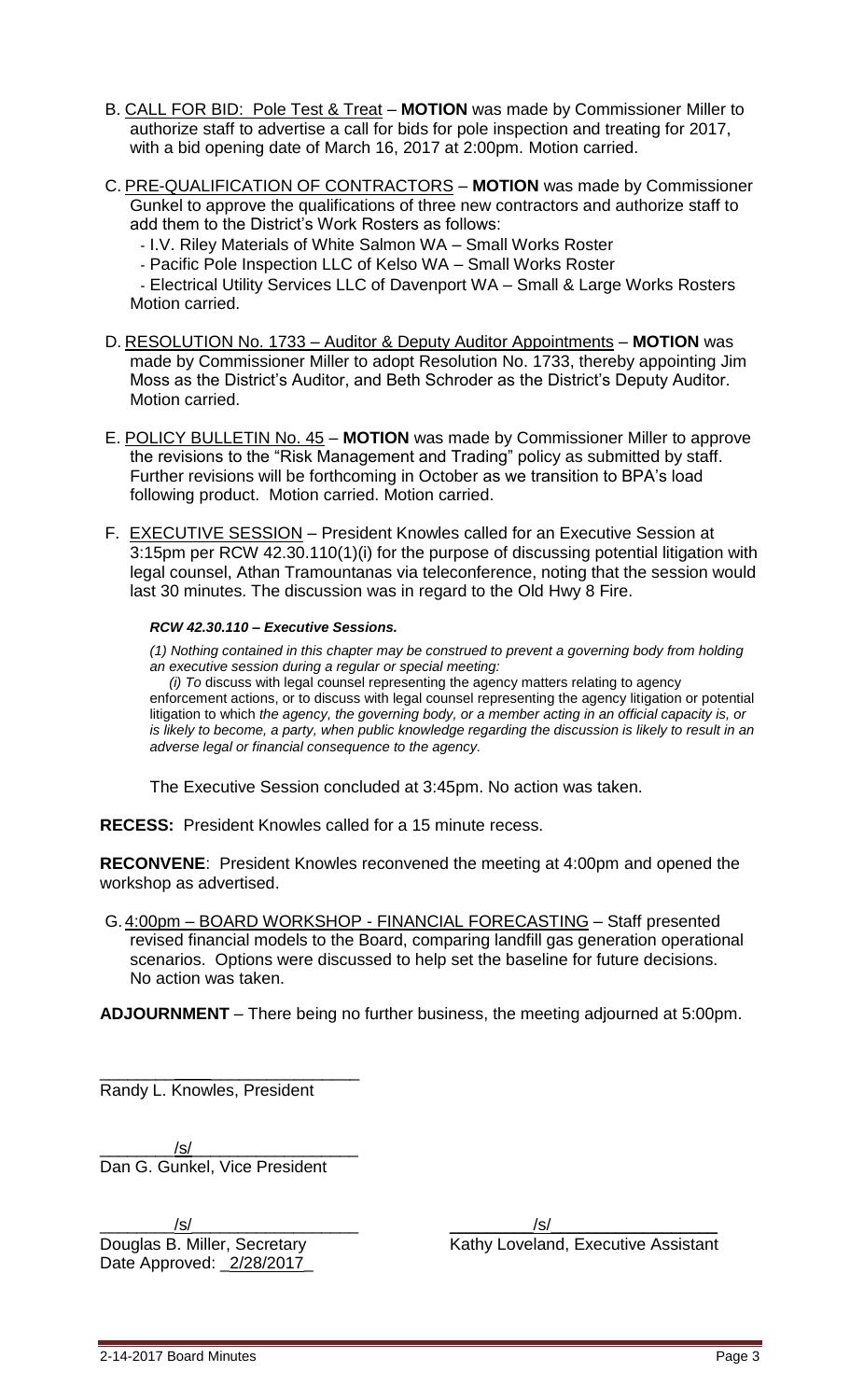B. CALL FOR BID: Pole Test & Treat – **MOTION** was made by Commissioner Miller to authorize staff to advertise a call for bids for pole inspection and treating for 2017, with a bid opening date of March 16, 2017 at 2:00pm. Motion carried.

C. PRE-QUALIFICATION OF CONTRACTORS – **MOTION** was made by Commissioner Gunkel to approve the qualifications of three new contractors and authorize staff to add them to the District's Work Rosters as follows:

- I.V. Riley Materials of White Salmon WA – Small Works Roster
- Pacific Pole Inspection LLC of Kelso WA – Small Works Roster
- Electrical Utility Services LLC of Davenport WA – Small & Large Works Rosters

Motion carried.

D. RESOLUTION No. 1733 – Auditor & Deputy Auditor Appointments – **MOTION** was made by Commissioner Miller to adopt Resolution No. 1733, thereby appointing Jim Moss as the District's Auditor, and Beth Schroder as the District's Deputy Auditor. Motion carried.

E. POLICY BULLETIN No. 45 – **MOTION** was made by Commissioner Miller to approve the revisions to the "Risk Management and Trading" policy as submitted by staff. Further revisions will be forthcoming in October as we transition to BPA's load following product. Motion carried. Motion carried.

F. EXECUTIVE SESSION – President Knowles called for an Executive Session at 3:15pm per RCW 42.30.110(1)(i) for the purpose of discussing potential litigation with legal counsel, Athan Tramountanas via teleconference, noting that the session would last 30 minutes. The discussion was in regard to the Old Hwy 8 Fire.

***RCW 42.30.110 – Executive Sessions.***

*(1) Nothing contained in this chapter may be construed to prevent a governing body from holding an executive session during a regular or special meeting:*

*(i) To* discuss with legal counsel representing the agency matters relating to agency enforcement actions, or to discuss with legal counsel representing the agency litigation or potential litigation to which *the agency, the governing body, or a member acting in an official capacity is, or is likely to become, a party, when public knowledge regarding the discussion is likely to result in an adverse legal or financial consequence to the agency.*

The Executive Session concluded at 3:45pm. No action was taken.

**RECESS:** President Knowles called for a 15 minute recess.

**RECONVENE**: President Knowles reconvened the meeting at 4:00pm and opened the workshop as advertised.

G. 4:00pm – BOARD WORKSHOP - FINANCIAL FORECASTING – Staff presented revised financial models to the Board, comparing landfill gas generation operational scenarios. Options were discussed to help set the baseline for future decisions. No action was taken.

**ADJOURNMENT** – There being no further business, the meeting adjourned at 5:00pm.

____________________________
Randy L. Knowles, President

/s/
Dan G. Gunkel, Vice President

/s/
Douglas B. Miller, Secretary
Date Approved: 2/28/2017

/s/
Kathy Loveland, Executive Assistant